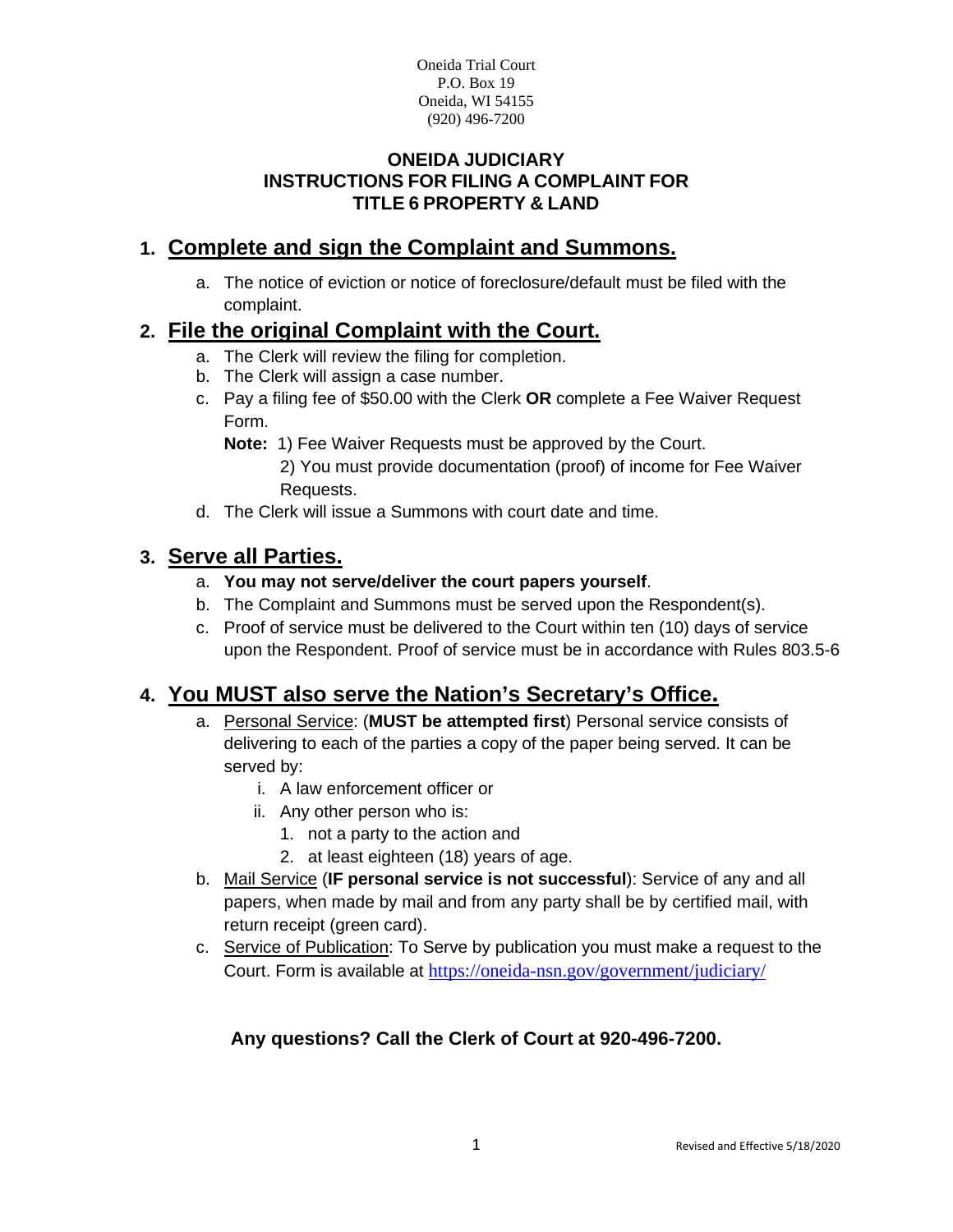Oneida Trial Court
P.O. Box 19
Oneida, WI 54155
(920) 496-7200

# ONEIDA JUDICIARY
# INSTRUCTIONS FOR FILING A COMPLAINT FOR TITLE 6 PROPERTY & LAND

## 1. Complete and sign the Complaint and Summons.

a. The notice of eviction or notice of foreclosure/default must be filed with the complaint.

## 2. File the original Complaint with the Court.

a. The Clerk will review the filing for completion.
b. The Clerk will assign a case number.
c. Pay a filing fee of $50.00 with the Clerk **OR** complete a Fee Waiver Request Form.

   **Note:** 1) Fee Waiver Requests must be approved by the Court.
   2) You must provide documentation (proof) of income for Fee Waiver Requests.

d. The Clerk will issue a Summons with court date and time.

## 3. Serve all Parties.

a. **You may not serve/deliver the court papers yourself**.
b. The Complaint and Summons must be served upon the Respondent(s).
c. Proof of service must be delivered to the Court within ten (10) days of service upon the Respondent. Proof of service must be in accordance with Rules 803.5-6

## 4. You MUST also serve the Nation's Secretary's Office.

a. Personal Service: (**MUST be attempted first**) Personal service consists of delivering to each of the parties a copy of the paper being served. It can be served by:
   i. A law enforcement officer or
   ii. Any other person who is:
      1. not a party to the action and
      2. at least eighteen (18) years of age.
b. Mail Service (**IF personal service is not successful**): Service of any and all papers, when made by mail and from any party shall be by certified mail, with return receipt (green card).
c. Service of Publication: To Serve by publication you must make a request to the Court. Form is available at https://oneida-nsn.gov/government/judiciary/

**Any questions? Call the Clerk of Court at 920-496-7200.**

Revised and Effective 5/18/2020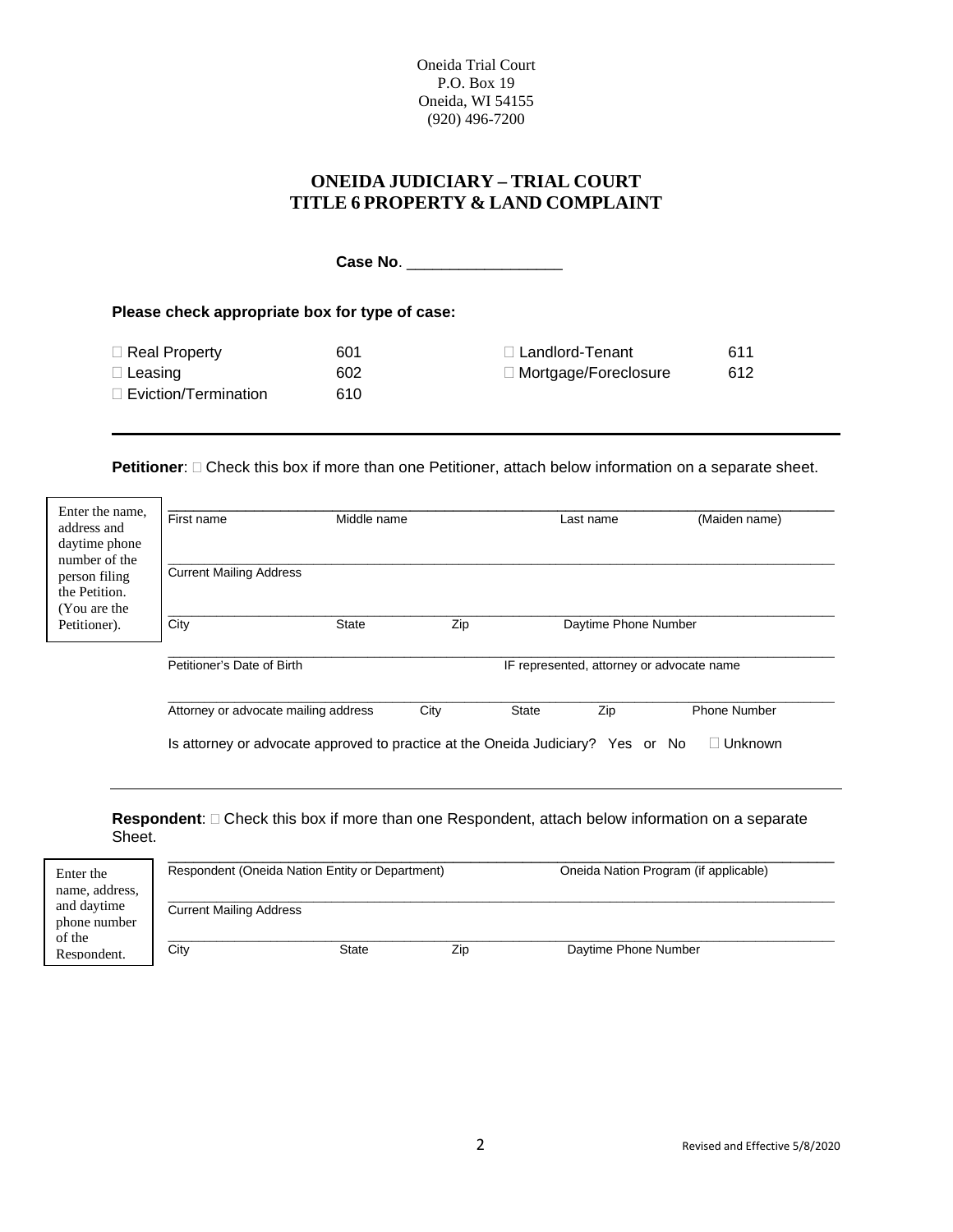Oneida Trial Court
P.O. Box 19
Oneida, WI 54155
(920) 496-7200

## ONEIDA JUDICIARY – TRIAL COURT
## TITLE 6 PROPERTY & LAND COMPLAINT

**Case No**. ___________________

**Please check appropriate box for type of case:**

| | | | |
|---|---|---|---|
| ☐ Real Property | 601 | ☐ Landlord-Tenant | 611 |
| ☐ Leasing | 602 | ☐ Mortgage/Foreclosure | 612 |
| ☐ Eviction/Termination | 610 | | |

---

**Petitioner**: ☐ Check this box if more than one Petitioner, attach below information on a separate sheet.

Enter the name, address and daytime phone number of the person filing the Petition. (You are the Petitioner).

______________________________________________________________________
First name          Middle name          Last name          (Maiden name)

______________________________________________________________________
Current Mailing Address

______________________________________________________________________
City          State          Zip          Daytime Phone Number

______________________________________________________________________
Petitioner's Date of Birth          IF represented, attorney or advocate name

______________________________________________________________________
Attorney or advocate mailing address          City          State          Zip          Phone Number

Is attorney or advocate approved to practice at the Oneida Judiciary?   Yes   or   No   ☐ Unknown

---

**Respondent**: ☐ Check this box if more than one Respondent, attach below information on a separate Sheet.

Enter the name, address, and daytime phone number of the Respondent.

______________________________________________________________________
Respondent (Oneida Nation Entity or Department)          Oneida Nation Program (if applicable)

______________________________________________________________________
Current Mailing Address

______________________________________________________________________
City          State          Zip          Daytime Phone Number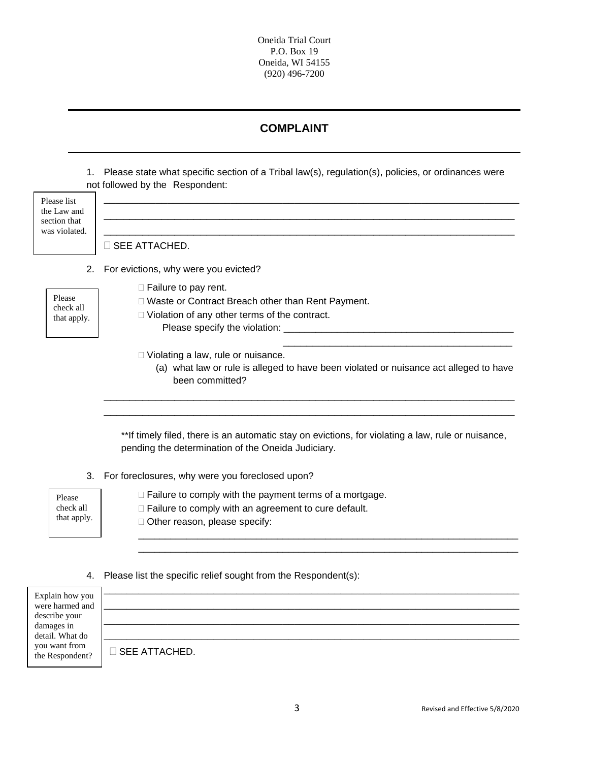Oneida Trial Court
P.O. Box 19
Oneida, WI 54155
(920) 496-7200

## COMPLAINT

1. Please state what specific section of a Tribal law(s), regulation(s), policies, or ordinances were not followed by the Respondent:

Please list the Law and section that was violated.

______________________________________________________________________________
______________________________________________________________________________
______________________________________________________________________________

☐ SEE ATTACHED.

2. For evictions, why were you evicted?

Please check all that apply.

☐ Failure to pay rent.
☐ Waste or Contract Breach other than Rent Payment.
☐ Violation of any other terms of the contract.
Please specify the violation: ____________________________________________
____________________________________________

☐ Violating a law, rule or nuisance.
(a) what law or rule is alleged to have been violated or nuisance act alleged to have been committed?

______________________________________________________________________________
______________________________________________________________________________

**If timely filed, there is an automatic stay on evictions, for violating a law, rule or nuisance, pending the determination of the Oneida Judiciary.

3. For foreclosures, why were you foreclosed upon?

Please check all that apply.

☐ Failure to comply with the payment terms of a mortgage.
☐ Failure to comply with an agreement to cure default.
☐ Other reason, please specify:
______________________________________________________________________________
______________________________________________________________________________

4. Please list the specific relief sought from the Respondent(s):

Explain how you were harmed and describe your damages in detail. What do you want from the Respondent?

______________________________________________________________________________
______________________________________________________________________________
______________________________________________________________________________
______________________________________________________________________________

☐ SEE ATTACHED.

Revised and Effective 5/8/2020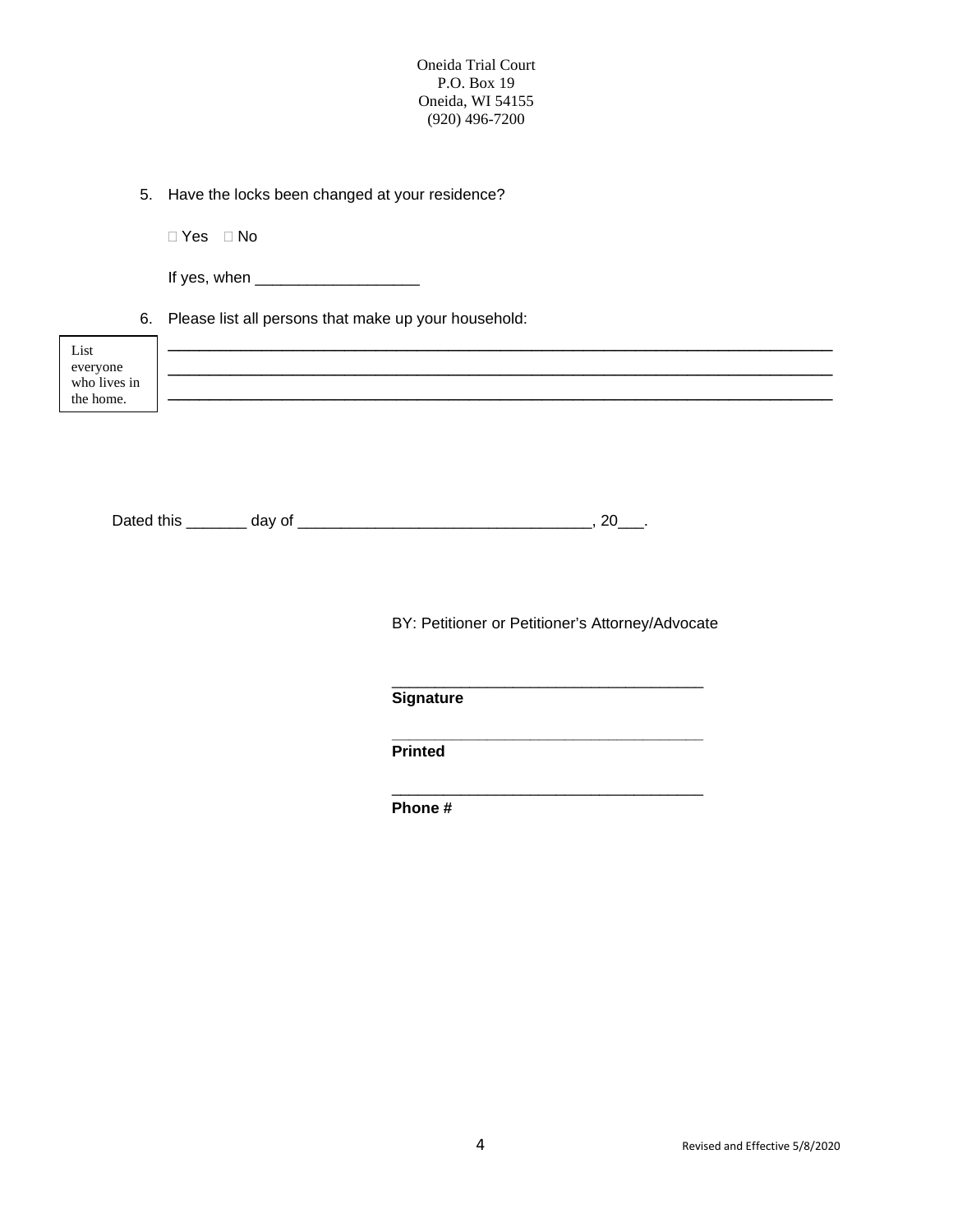Oneida Trial Court
P.O. Box 19
Oneida, WI 54155
(920) 496-7200

5. Have the locks been changed at your residence?

   ☐ Yes ☐ No

   If yes, when ___________________

6. Please list all persons that make up your household:

List everyone who lives in the home.

______________________________________________________________________________
______________________________________________________________________________
______________________________________________________________________________

Dated this _______ day of __________________________________, 20___.

BY: Petitioner or Petitioner's Attorney/Advocate

____________________________________
**Signature**

____________________________________
**Printed**

____________________________________
**Phone #**

Revised and Effective 5/8/2020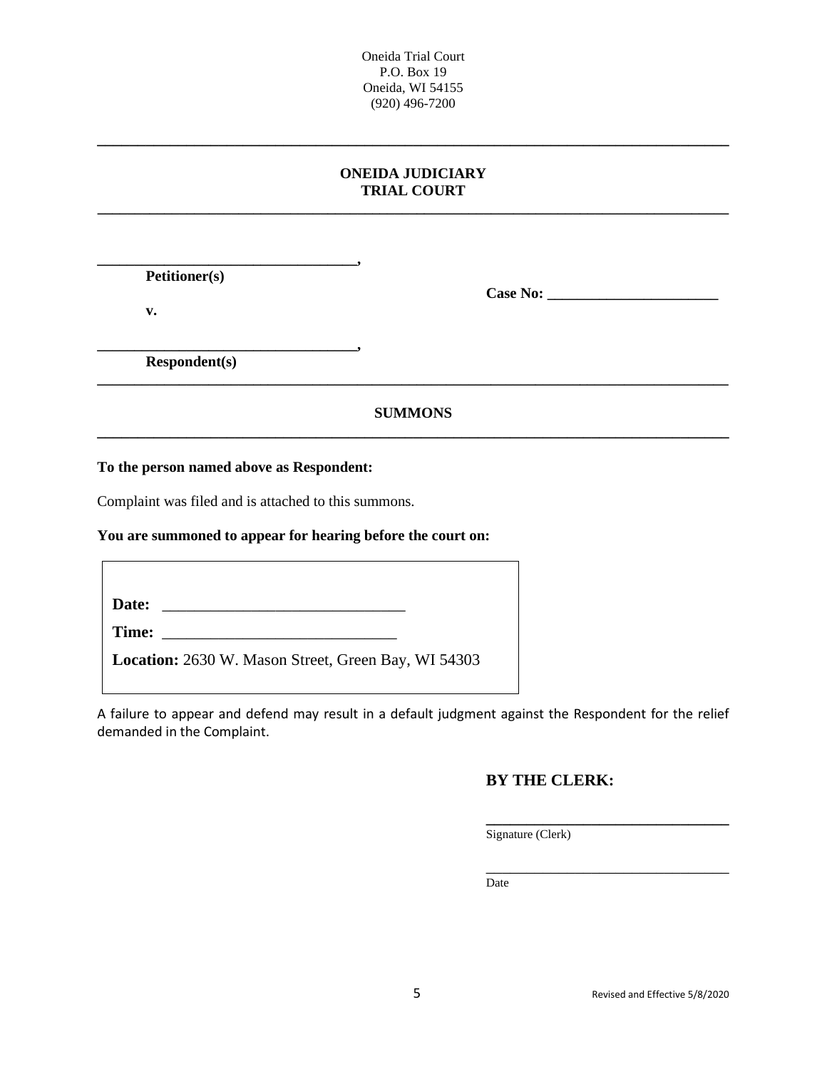Oneida Trial Court
P.O. Box 19
Oneida, WI 54155
(920) 496-7200

---

**ONEIDA JUDICIARY**
**TRIAL COURT**

---

__________________________________,
**Petitioner(s)**

**v.**

__________________________________,
**Respondent(s)**

**Case No:** ______________________

---

**SUMMONS**

---

**To the person named above as Respondent:**

Complaint was filed and is attached to this summons.

**You are summoned to appear for hearing before the court on:**

**Date:** ______________________________

**Time:** _____________________________

**Location:** 2630 W. Mason Street, Green Bay, WI 54303

A failure to appear and defend may result in a default judgment against the Respondent for the relief demanded in the Complaint.

**BY THE CLERK:**

________________________________
Signature (Clerk)

________________________________
Date

Revised and Effective 5/8/2020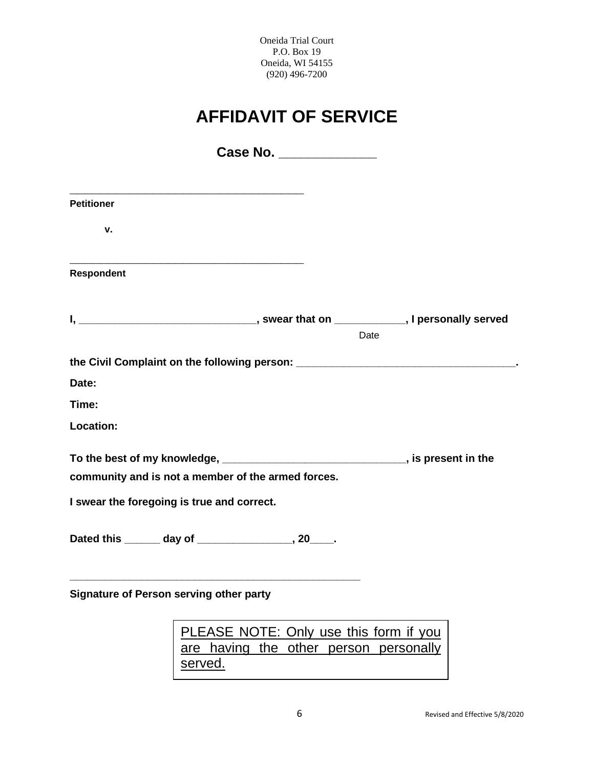Oneida Trial Court
P.O. Box 19
Oneida, WI 54155
(920) 496-7200

# AFFIDAVIT OF SERVICE

**Case No. _____________**

__________________________________________
**Petitioner**

**v.**

__________________________________________
**Respondent**

**I, ______________________________, swear that on ___________, I personally served**
Date

**the Civil Complaint on the following person: ____________________________________.**

**Date:**

**Time:**

**Location:**

**To the best of my knowledge, ______________________________, is present in the community and is not a member of the armed forces.**

**I swear the foregoing is true and correct.**

**Dated this ______ day of _______________, 20____.**

____________________________________________________
**Signature of Person serving other party**

PLEASE NOTE: Only use this form if you are having the other person personally served.

Revised and Effective 5/8/2020